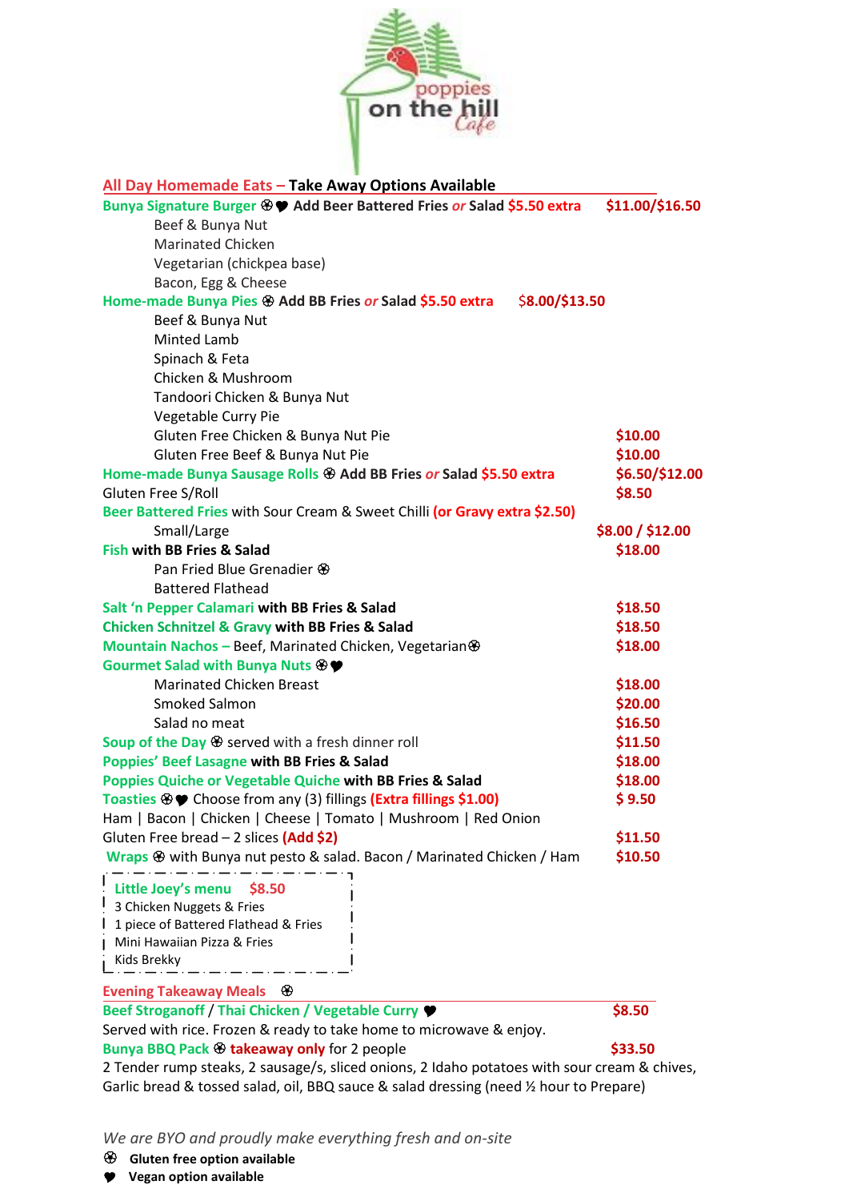# poppies on the hill Cafe

## All Day Homemade Eats – Take Away Options Available

**Bunya Signature Burger** ⊛♥ **Add Beer Battered Fries *or* Salad $5.50 extra** — **$11.00/$16.50**

- Beef & Bunya Nut
- Marinated Chicken
- Vegetarian (chickpea base)
- Bacon, Egg & Cheese

**Home-made Bunya Pies** ⊛ **Add BB Fries *or* Salad $5.50 extra** — **$8.00/$13.50**

- Beef & Bunya Nut
- Minted Lamb
- Spinach & Feta
- Chicken & Mushroom
- Tandoori Chicken & Bunya Nut
- Vegetable Curry Pie
- Gluten Free Chicken & Bunya Nut Pie — **$10.00**
- Gluten Free Beef & Bunya Nut Pie — **$10.00**

**Home-made Bunya Sausage Rolls** ⊛ **Add BB Fries *or* Salad $5.50 extra** — **$6.50/$12.00**

Gluten Free S/Roll — **$8.50**

**Beer Battered Fries** with Sour Cream & Sweet Chilli **(or Gravy extra $2.50)**

- Small/Large — **$8.00 / $12.00**

**Fish with BB Fries & Salad** — **$18.00**

- Pan Fried Blue Grenadier ⊛
- Battered Flathead

**Salt 'n Pepper Calamari with BB Fries & Salad** — **$18.50**

**Chicken Schnitzel & Gravy with BB Fries & Salad** — **$18.50**

**Mountain Nachos –** Beef, Marinated Chicken, Vegetarian⊛ — **$18.00**

**Gourmet Salad with Bunya Nuts** ⊛♥

- Marinated Chicken Breast — **$18.00**
- Smoked Salmon — **$20.00**
- Salad no meat — **$16.50**

**Soup of the Day** ⊛ served with a fresh dinner roll — **$11.50**

**Poppies' Beef Lasagne with BB Fries & Salad** — **$18.00**

**Poppies Quiche or Vegetable Quiche with BB Fries & Salad** — **$18.00**

**Toasties** ⊛♥ Choose from any (3) fillings **(Extra fillings $1.00)** — **$ 9.50**

Ham | Bacon | Chicken | Cheese | Tomato | Mushroom | Red Onion

Gluten Free bread – 2 slices **(Add $2)** — **$11.50**

**Wraps** ⊛ with Bunya nut pesto & salad. Bacon / Marinated Chicken / Ham — **$10.50**

**Little Joey's menu $8.50**

- 3 Chicken Nuggets & Fries
- 1 piece of Battered Flathead & Fries
- Mini Hawaiian Pizza & Fries
- Kids Brekky

## Evening Takeaway Meals ⊛

**Beef Stroganoff / Thai Chicken / Vegetable Curry** ♥ — **$8.50**

Served with rice. Frozen & ready to take home to microwave & enjoy.

**Bunya BBQ Pack** ⊛ **takeaway only** for 2 people — **$33.50**

2 Tender rump steaks, 2 sausage/s, sliced onions, 2 Idaho potatoes with sour cream & chives, Garlic bread & tossed salad, oil, BBQ sauce & salad dressing (need ½ hour to Prepare)

*We are BYO and proudly make everything fresh and on-site*

⊛ **Gluten free option available**

♥ **Vegan option available**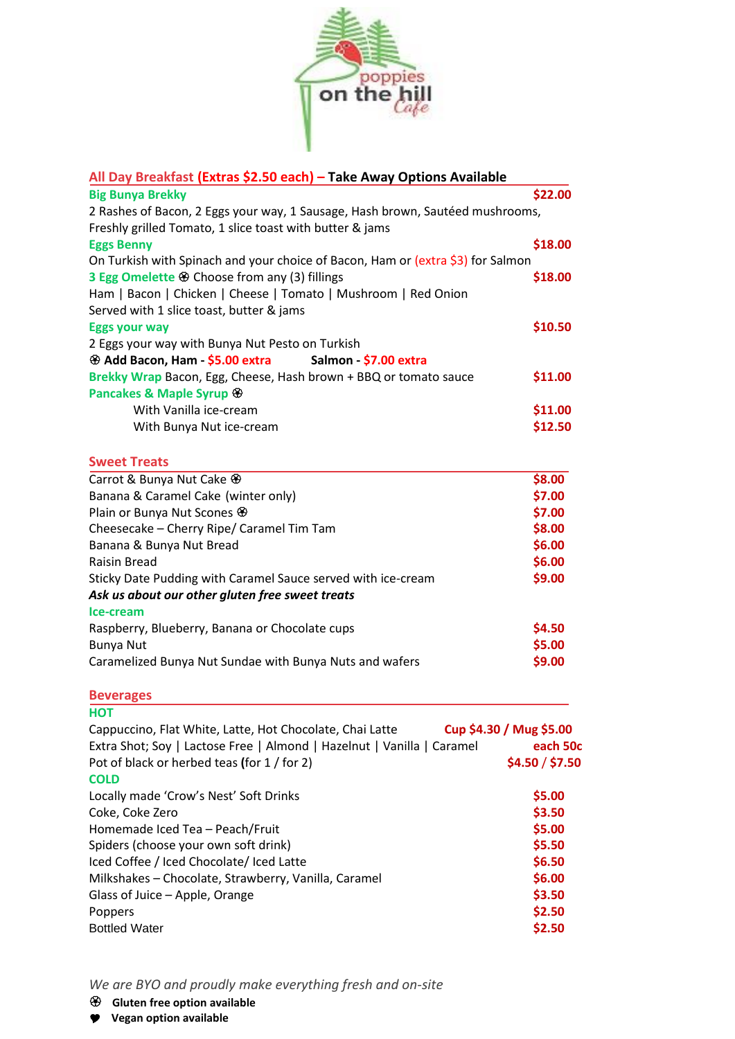poppies on the hill Cafe

## All Day Breakfast (Extras $2.50 each) – Take Away Options Available

**Big Bunya Brekky** — **$22.00**
2 Rashes of Bacon, 2 Eggs your way, 1 Sausage, Hash brown, Sautéed mushrooms, Freshly grilled Tomato, 1 slice toast with butter & jams

**Eggs Benny** — **$18.00**
On Turkish with Spinach and your choice of Bacon, Ham or (extra $3) for Salmon

**3 Egg Omelette** ⊛ Choose from any (3) fillings — **$18.00**
Ham | Bacon | Chicken | Cheese | Tomato | Mushroom | Red Onion
Served with 1 slice toast, butter & jams

**Eggs your way** — **$10.50**
2 Eggs your way with Bunya Nut Pesto on Turkish
⊛ **Add Bacon, Ham - $5.00 extra** **Salmon - $7.00 extra**

**Brekky Wrap** Bacon, Egg, Cheese, Hash brown + BBQ or tomato sauce — **$11.00**

**Pancakes & Maple Syrup** ⊛

| | |
|---|---|
| With Vanilla ice-cream | $11.00 |
| With Bunya Nut ice-cream | $12.50 |

## Sweet Treats

| | |
|---|---|
| Carrot & Bunya Nut Cake ⊛ | $8.00 |
| Banana & Caramel Cake (winter only) | $7.00 |
| Plain or Bunya Nut Scones ⊛ | $7.00 |
| Cheesecake – Cherry Ripe/ Caramel Tim Tam | $8.00 |
| Banana & Bunya Nut Bread | $6.00 |
| Raisin Bread | $6.00 |
| Sticky Date Pudding with Caramel Sauce served with ice-cream | $9.00 |

***Ask us about our other gluten free sweet treats***

### Ice-cream

| | |
|---|---|
| Raspberry, Blueberry, Banana or Chocolate cups | $4.50 |
| Bunya Nut | $5.00 |
| Caramelized Bunya Nut Sundae with Bunya Nuts and wafers | $9.00 |

## Beverages

### HOT

| | |
|---|---|
| Cappuccino, Flat White, Latte, Hot Chocolate, Chai Latte | Cup $4.30 / Mug $5.00 |
| Extra Shot; Soy \| Lactose Free \| Almond \| Hazelnut \| Vanilla \| Caramel | each 50c |
| Pot of black or herbed teas (for 1 / for 2) | $4.50 / $7.50 |

### COLD

| | |
|---|---|
| Locally made 'Crow's Nest' Soft Drinks | $5.00 |
| Coke, Coke Zero | $3.50 |
| Homemade Iced Tea – Peach/Fruit | $5.00 |
| Spiders (choose your own soft drink) | $5.50 |
| Iced Coffee / Iced Chocolate/ Iced Latte | $6.50 |
| Milkshakes – Chocolate, Strawberry, Vanilla, Caramel | $6.00 |
| Glass of Juice – Apple, Orange | $3.50 |
| Poppers | $2.50 |
| Bottled Water | $2.50 |

*We are BYO and proudly make everything fresh and on-site*

⊛ **Gluten free option available**
♥ **Vegan option available**